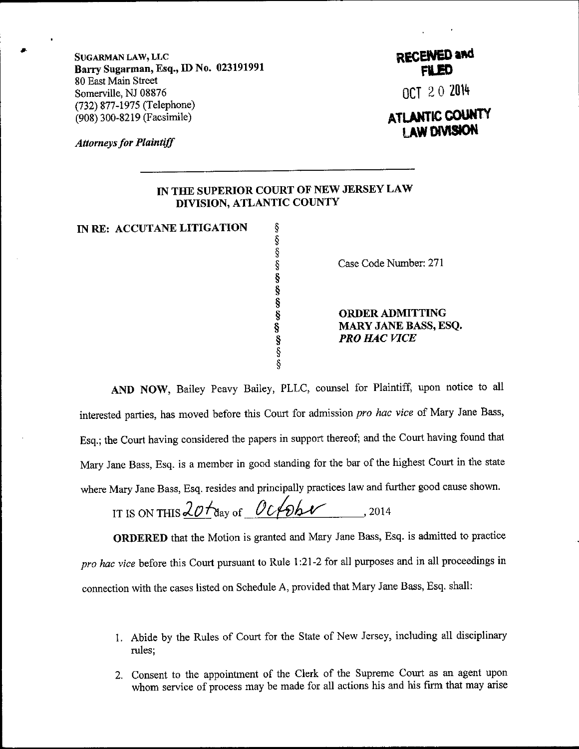SUGARMAN LAW, LLC
**Barry Sugarman, Esq., ID No. 023191991**
80 East Main Street
Somerville, NJ 08876
(732) 877-1975 (Telephone)
(908) 300-8219 (Facsimile)

*Attorneys for Plaintiff*

**RECEIVED and FILED**

OCT 20 2014

**ATLANTIC COUNTY LAW DIVISION**

**IN THE SUPERIOR COURT OF NEW JERSEY LAW DIVISION, ATLANTIC COUNTY**

| | | |
|---|---|---|
| **IN RE: ACCUTANE LITIGATION** | § | Case Code Number: 271 |
| | § | **ORDER ADMITTING MARY JANE BASS, ESQ. *PRO HAC VICE*** |

**AND NOW**, Bailey Peavy Bailey, PLLC, counsel for Plaintiff, upon notice to all interested parties, has moved before this Court for admission *pro hac vice* of Mary Jane Bass, Esq.; the Court having considered the papers in support thereof; and the Court having found that Mary Jane Bass, Esq. is a member in good standing for the bar of the highest Court in the state where Mary Jane Bass, Esq. resides and principally practices law and further good cause shown.

IT IS ON THIS 20th day of October, 2014

**ORDERED** that the Motion is granted and Mary Jane Bass, Esq. is admitted to practice *pro hac vice* before this Court pursuant to Rule 1:21-2 for all purposes and in all proceedings in connection with the cases listed on Schedule A, provided that Mary Jane Bass, Esq. shall:

1. Abide by the Rules of Court for the State of New Jersey, including all disciplinary rules;
2. Consent to the appointment of the Clerk of the Supreme Court as an agent upon whom service of process may be made for all actions his and his firm that may arise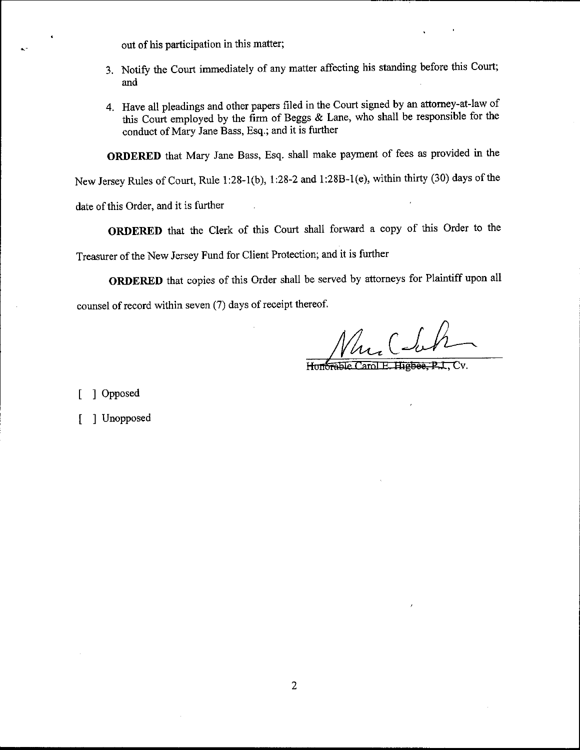out of his participation in this matter;

3. Notify the Court immediately of any matter affecting his standing before this Court; and

4. Have all pleadings and other papers filed in the Court signed by an attorney-at-law of this Court employed by the firm of Beggs & Lane, who shall be responsible for the conduct of Mary Jane Bass, Esq.; and it is further

**ORDERED** that Mary Jane Bass, Esq. shall make payment of fees as provided in the New Jersey Rules of Court, Rule 1:28-1(b), 1:28-2 and 1:28B-1(e), within thirty (30) days of the date of this Order, and it is further

**ORDERED** that the Clerk of this Court shall forward a copy of this Order to the Treasurer of the New Jersey Fund for Client Protection; and it is further

**ORDERED** that copies of this Order shall be served by attorneys for Plaintiff upon all counsel of record within seven (7) days of receipt thereof.

Honorable ~~Carol E. Higbee, P.J.~~, Cv.

[ ] Opposed

[ ] Unopposed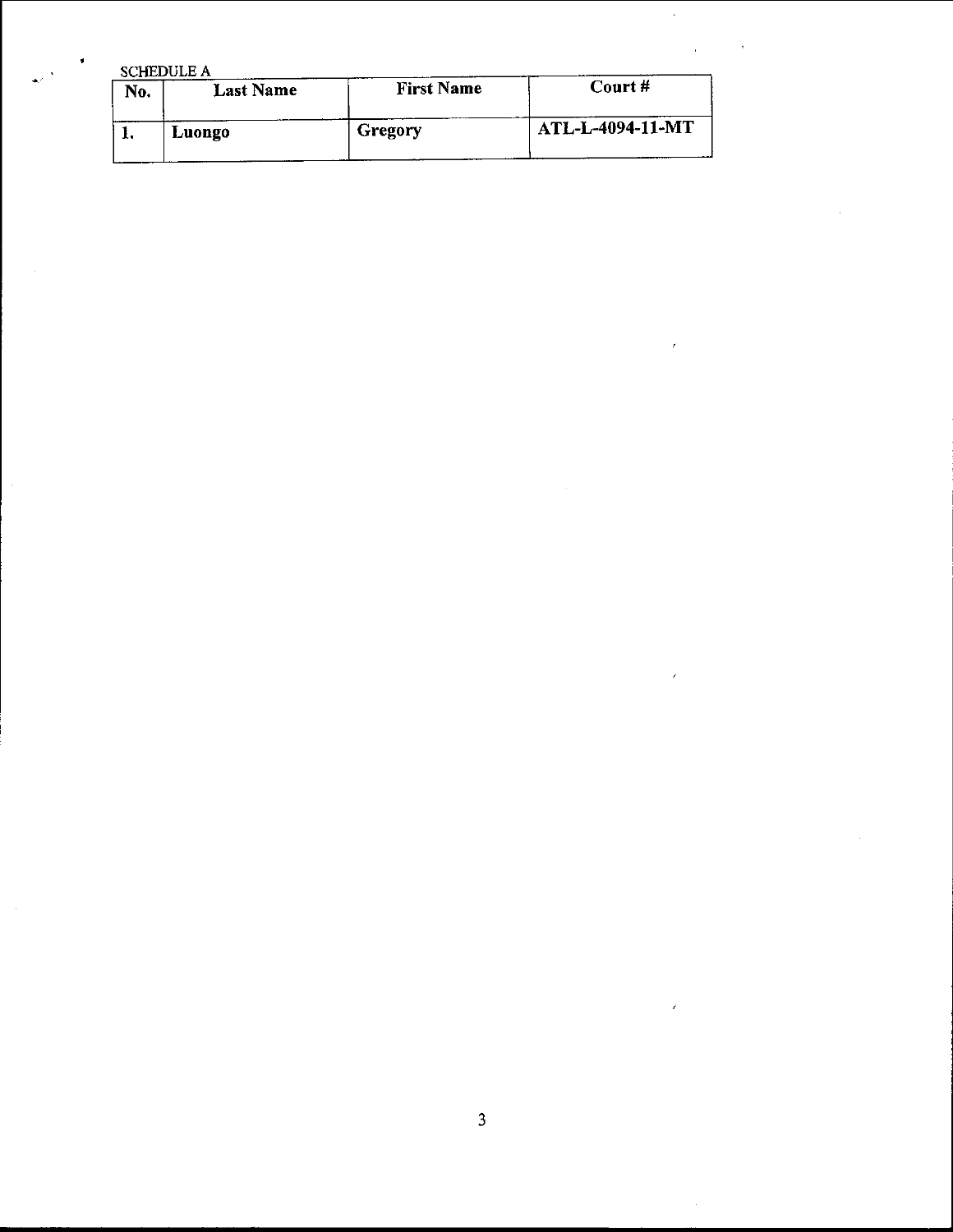SCHEDULE A

| No. | Last Name | First Name | Court # |
|---|---|---|---|
| 1. | Luongo | Gregory | ATL-L-4094-11-MT |